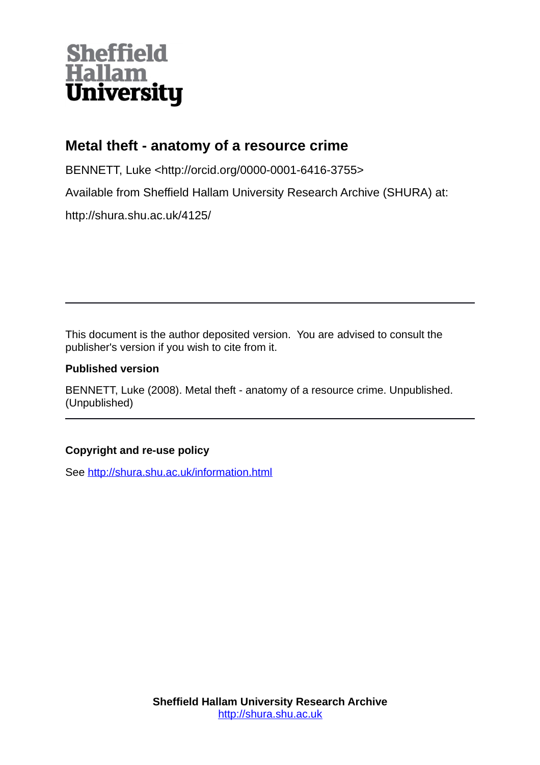Sheffield Hallam University

# Metal theft - anatomy of a resource crime

BENNETT, Luke <http://orcid.org/0000-0001-6416-3755>

Available from Sheffield Hallam University Research Archive (SHURA) at:

http://shura.shu.ac.uk/4125/

---

This document is the author deposited version. You are advised to consult the publisher's version if you wish to cite from it.

**Published version**

BENNETT, Luke (2008). Metal theft - anatomy of a resource crime. Unpublished. (Unpublished)

---

**Copyright and re-use policy**

See http://shura.shu.ac.uk/information.html

**Sheffield Hallam University Research Archive**
http://shura.shu.ac.uk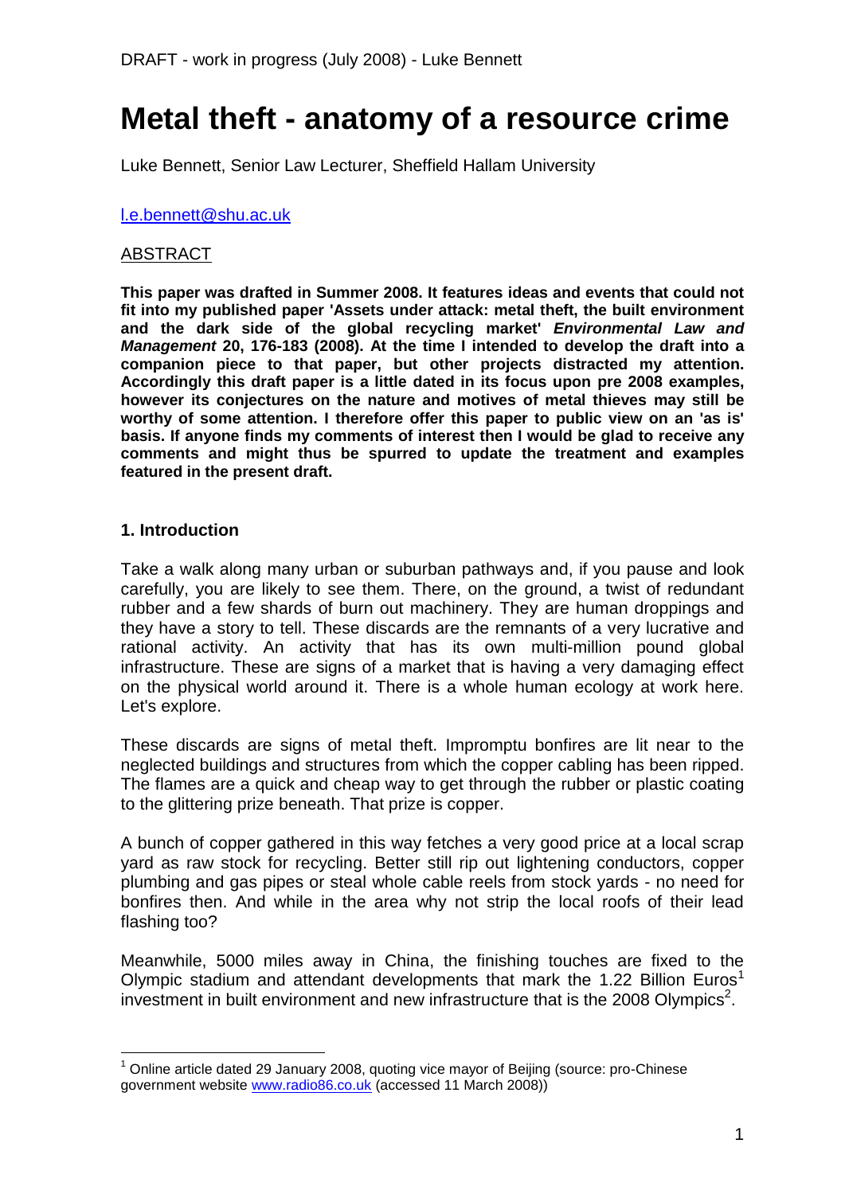# Metal theft - anatomy of a resource crime

Luke Bennett, Senior Law Lecturer, Sheffield Hallam University

l.e.bennett@shu.ac.uk

## ABSTRACT

**This paper was drafted in Summer 2008. It features ideas and events that could not fit into my published paper 'Assets under attack: metal theft, the built environment and the dark side of the global recycling market'** ***Environmental Law and Management*** **20, 176-183 (2008). At the time I intended to develop the draft into a companion piece to that paper, but other projects distracted my attention. Accordingly this draft paper is a little dated in its focus upon pre 2008 examples, however its conjectures on the nature and motives of metal thieves may still be worthy of some attention. I therefore offer this paper to public view on an 'as is' basis. If anyone finds my comments of interest then I would be glad to receive any comments and might thus be spurred to update the treatment and examples featured in the present draft.**

## 1. Introduction

Take a walk along many urban or suburban pathways and, if you pause and look carefully, you are likely to see them. There, on the ground, a twist of redundant rubber and a few shards of burn out machinery. They are human droppings and they have a story to tell. These discards are the remnants of a very lucrative and rational activity. An activity that has its own multi-million pound global infrastructure. These are signs of a market that is having a very damaging effect on the physical world around it. There is a whole human ecology at work here. Let's explore.

These discards are signs of metal theft. Impromptu bonfires are lit near to the neglected buildings and structures from which the copper cabling has been ripped. The flames are a quick and cheap way to get through the rubber or plastic coating to the glittering prize beneath. That prize is copper.

A bunch of copper gathered in this way fetches a very good price at a local scrap yard as raw stock for recycling. Better still rip out lightening conductors, copper plumbing and gas pipes or steal whole cable reels from stock yards - no need for bonfires then. And while in the area why not strip the local roofs of their lead flashing too?

Meanwhile, 5000 miles away in China, the finishing touches are fixed to the Olympic stadium and attendant developments that mark the 1.22 Billion Euros[1] investment in built environment and new infrastructure that is the 2008 Olympics[2].

[1] Online article dated 29 January 2008, quoting vice mayor of Beijing (source: pro-Chinese government website www.radio86.co.uk (accessed 11 March 2008))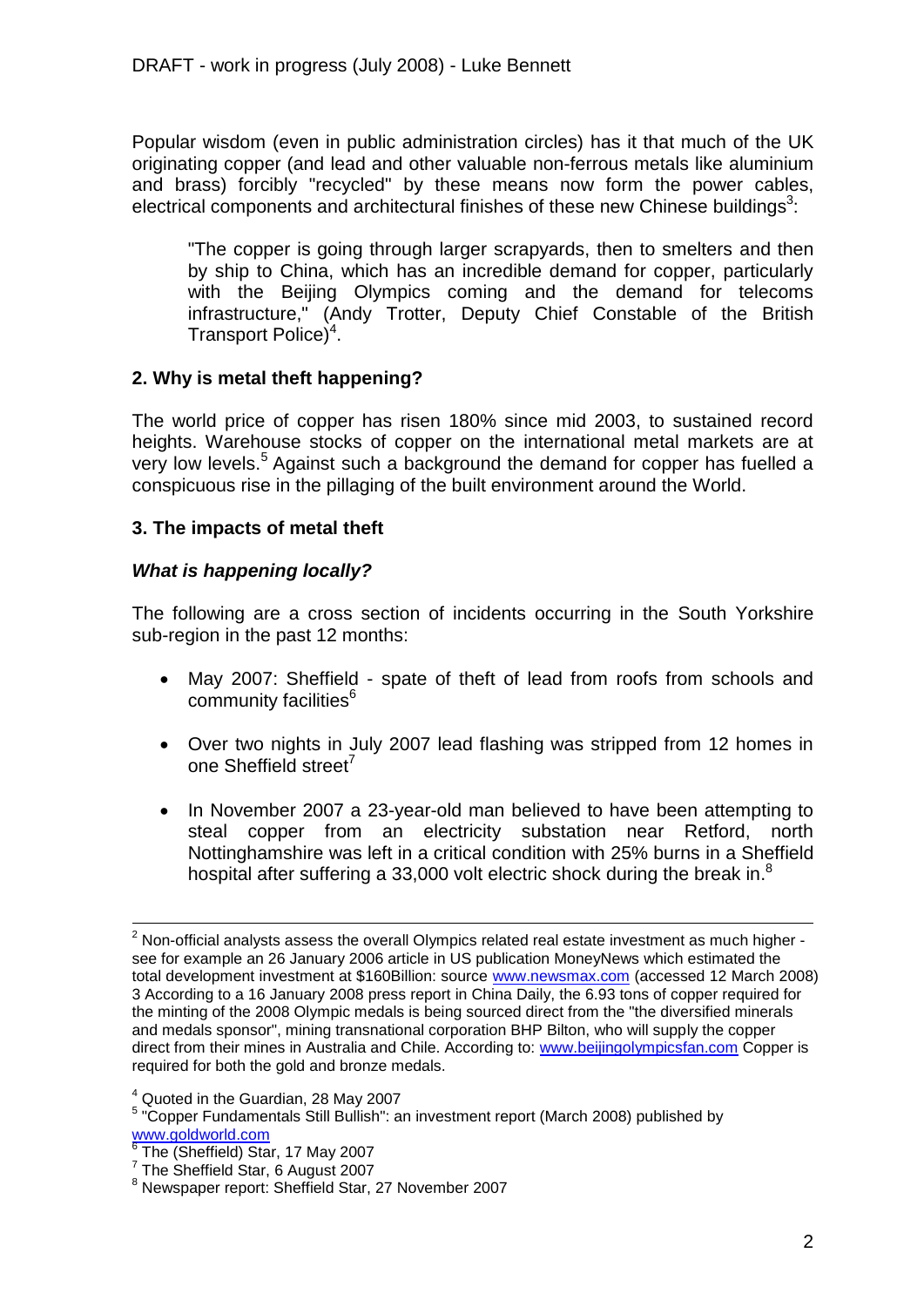Popular wisdom (even in public administration circles) has it that much of the UK originating copper (and lead and other valuable non-ferrous metals like aluminium and brass) forcibly "recycled" by these means now form the power cables, electrical components and architectural finishes of these new Chinese buildings[3]:

> "The copper is going through larger scrapyards, then to smelters and then by ship to China, which has an incredible demand for copper, particularly with the Beijing Olympics coming and the demand for telecoms infrastructure," (Andy Trotter, Deputy Chief Constable of the British Transport Police)[4].

## 2. Why is metal theft happening?

The world price of copper has risen 180% since mid 2003, to sustained record heights. Warehouse stocks of copper on the international metal markets are at very low levels.[5] Against such a background the demand for copper has fuelled a conspicuous rise in the pillaging of the built environment around the World.

## 3. The impacts of metal theft

### *What is happening locally?*

The following are a cross section of incidents occurring in the South Yorkshire sub-region in the past 12 months:

- May 2007: Sheffield - spate of theft of lead from roofs from schools and community facilities[6]
- Over two nights in July 2007 lead flashing was stripped from 12 homes in one Sheffield street[7]
- In November 2007 a 23-year-old man believed to have been attempting to steal copper from an electricity substation near Retford, north Nottinghamshire was left in a critical condition with 25% burns in a Sheffield hospital after suffering a 33,000 volt electric shock during the break in.[8]

---

[2] Non-official analysts assess the overall Olympics related real estate investment as much higher - see for example an 26 January 2006 article in US publication MoneyNews which estimated the total development investment at $160Billion: source www.newsmax.com (accessed 12 March 2008)

3 According to a 16 January 2008 press report in China Daily, the 6.93 tons of copper required for the minting of the 2008 Olympic medals is being sourced direct from the "the diversified minerals and medals sponsor", mining transnational corporation BHP Bilton, who will supply the copper direct from their mines in Australia and Chile. According to: www.beijingolympicsfan.com Copper is required for both the gold and bronze medals.

[4] Quoted in the Guardian, 28 May 2007

[5] "Copper Fundamentals Still Bullish": an investment report (March 2008) published by www.goldworld.com

[6] The (Sheffield) Star, 17 May 2007

[7] The Sheffield Star, 6 August 2007

[8] Newspaper report: Sheffield Star, 27 November 2007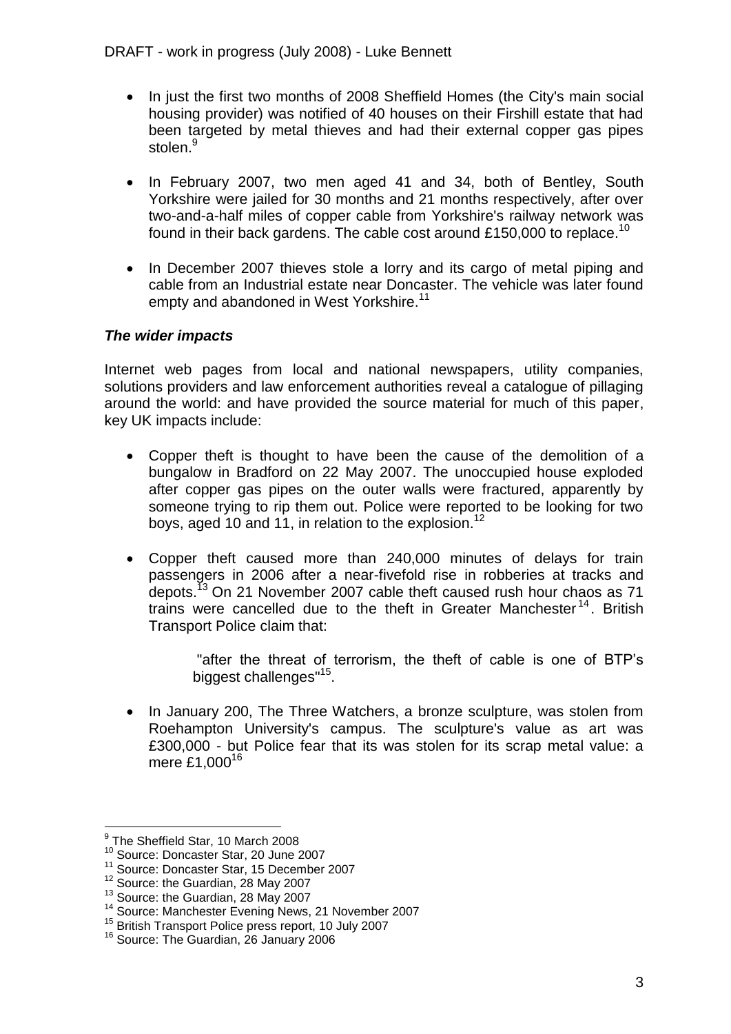- In just the first two months of 2008 Sheffield Homes (the City's main social housing provider) was notified of 40 houses on their Firshill estate that had been targeted by metal thieves and had their external copper gas pipes stolen.[9]

- In February 2007, two men aged 41 and 34, both of Bentley, South Yorkshire were jailed for 30 months and 21 months respectively, after over two-and-a-half miles of copper cable from Yorkshire's railway network was found in their back gardens. The cable cost around £150,000 to replace.[10]

- In December 2007 thieves stole a lorry and its cargo of metal piping and cable from an Industrial estate near Doncaster. The vehicle was later found empty and abandoned in West Yorkshire.[11]

### *The wider impacts*

Internet web pages from local and national newspapers, utility companies, solutions providers and law enforcement authorities reveal a catalogue of pillaging around the world: and have provided the source material for much of this paper, key UK impacts include:

- Copper theft is thought to have been the cause of the demolition of a bungalow in Bradford on 22 May 2007. The unoccupied house exploded after copper gas pipes on the outer walls were fractured, apparently by someone trying to rip them out. Police were reported to be looking for two boys, aged 10 and 11, in relation to the explosion.[12]

- Copper theft caused more than 240,000 minutes of delays for train passengers in 2006 after a near-fivefold rise in robberies at tracks and depots.[13] On 21 November 2007 cable theft caused rush hour chaos as 71 trains were cancelled due to the theft in Greater Manchester[14]. British Transport Police claim that:

  > "after the threat of terrorism, the theft of cable is one of BTP's biggest challenges"[15].

- In January 200, The Three Watchers, a bronze sculpture, was stolen from Roehampton University's campus. The sculpture's value as art was £300,000 - but Police fear that its was stolen for its scrap metal value: a mere £1,000[16]

---

[9] The Sheffield Star, 10 March 2008
[10] Source: Doncaster Star, 20 June 2007
[11] Source: Doncaster Star, 15 December 2007
[12] Source: the Guardian, 28 May 2007
[13] Source: the Guardian, 28 May 2007
[14] Source: Manchester Evening News, 21 November 2007
[15] British Transport Police press report, 10 July 2007
[16] Source: The Guardian, 26 January 2006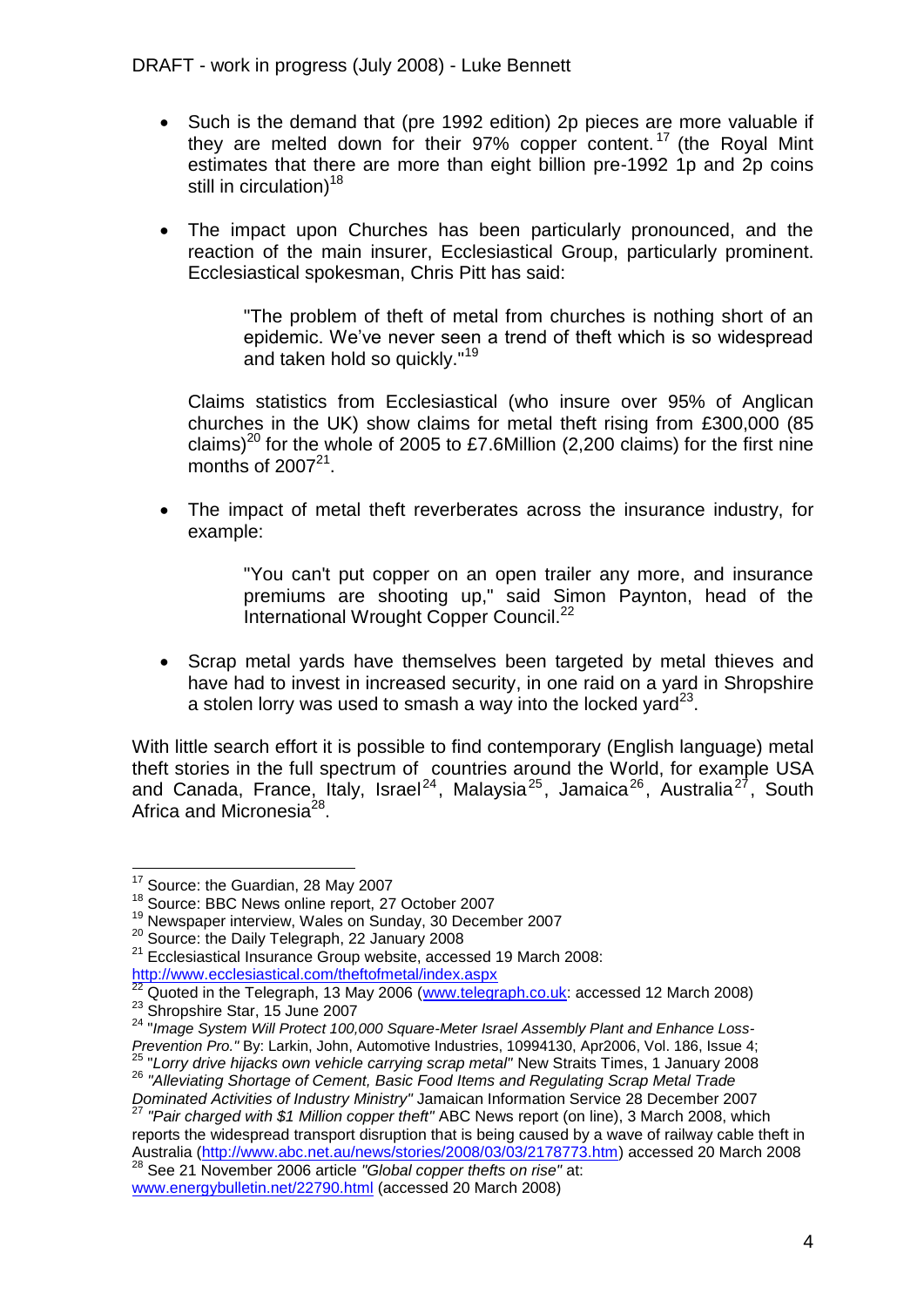- Such is the demand that (pre 1992 edition) 2p pieces are more valuable if they are melted down for their 97% copper content.[17] (the Royal Mint estimates that there are more than eight billion pre-1992 1p and 2p coins still in circulation)[18]

- The impact upon Churches has been particularly pronounced, and the reaction of the main insurer, Ecclesiastical Group, particularly prominent. Ecclesiastical spokesman, Chris Pitt has said:

  > "The problem of theft of metal from churches is nothing short of an epidemic. We've never seen a trend of theft which is so widespread and taken hold so quickly."[19]

  Claims statistics from Ecclesiastical (who insure over 95% of Anglican churches in the UK) show claims for metal theft rising from £300,000 (85 claims)[20] for the whole of 2005 to £7.6Million (2,200 claims) for the first nine months of 2007[21].

- The impact of metal theft reverberates across the insurance industry, for example:

  > "You can't put copper on an open trailer any more, and insurance premiums are shooting up," said Simon Paynton, head of the International Wrought Copper Council.[22]

- Scrap metal yards have themselves been targeted by metal thieves and have had to invest in increased security, in one raid on a yard in Shropshire a stolen lorry was used to smash a way into the locked yard[23].

With little search effort it is possible to find contemporary (English language) metal theft stories in the full spectrum of countries around the World, for example USA and Canada, France, Italy, Israel[24], Malaysia[25], Jamaica[26], Australia[27], South Africa and Micronesia[28].

---

[17] Source: the Guardian, 28 May 2007

[18] Source: BBC News online report, 27 October 2007

[19] Newspaper interview, Wales on Sunday, 30 December 2007

[20] Source: the Daily Telegraph, 22 January 2008

[21] Ecclesiastical Insurance Group website, accessed 19 March 2008: http://www.ecclesiastical.com/theftofmetal/index.aspx

[22] Quoted in the Telegraph, 13 May 2006 (www.telegraph.co.uk: accessed 12 March 2008)

[23] Shropshire Star, 15 June 2007

[24] "*Image System Will Protect 100,000 Square-Meter Israel Assembly Plant and Enhance Loss-Prevention Pro.*" By: Larkin, John, Automotive Industries, 10994130, Apr2006, Vol. 186, Issue 4;

[25] "*Lorry drive hijacks own vehicle carrying scrap metal*" New Straits Times, 1 January 2008

[26] *"Alleviating Shortage of Cement, Basic Food Items and Regulating Scrap Metal Trade Dominated Activities of Industry Ministry"* Jamaican Information Service 28 December 2007

[27] *"Pair charged with $1 Million copper theft"* ABC News report (on line), 3 March 2008, which reports the widespread transport disruption that is being caused by a wave of railway cable theft in Australia (http://www.abc.net.au/news/stories/2008/03/03/2178773.htm) accessed 20 March 2008

[28] See 21 November 2006 article *"Global copper thefts on rise"* at: www.energybulletin.net/22790.html (accessed 20 March 2008)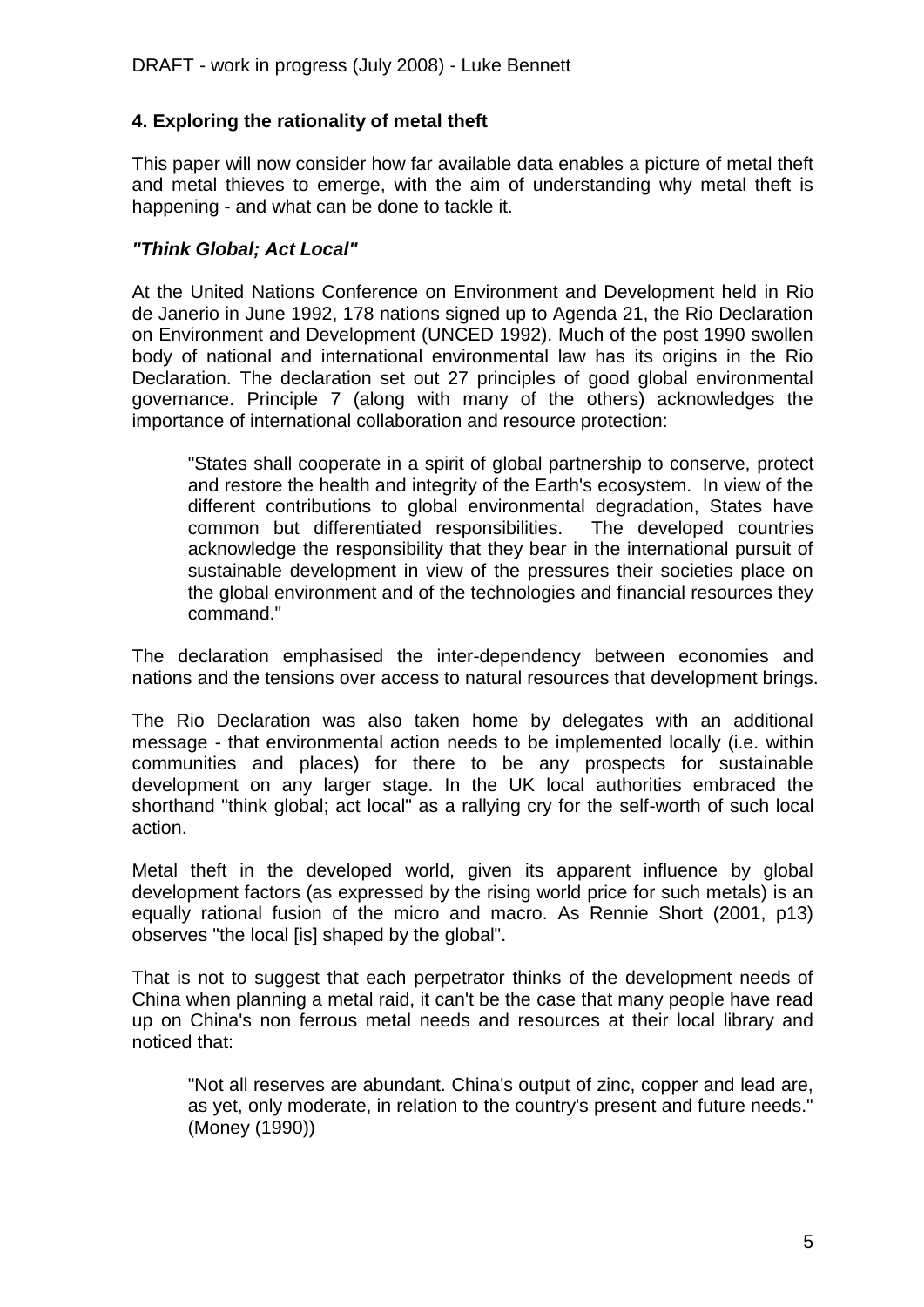## 4. Exploring the rationality of metal theft

This paper will now consider how far available data enables a picture of metal theft and metal thieves to emerge, with the aim of understanding why metal theft is happening - and what can be done to tackle it.

### *"Think Global; Act Local"*

At the United Nations Conference on Environment and Development held in Rio de Janerio in June 1992, 178 nations signed up to Agenda 21, the Rio Declaration on Environment and Development (UNCED 1992). Much of the post 1990 swollen body of national and international environmental law has its origins in the Rio Declaration. The declaration set out 27 principles of good global environmental governance. Principle 7 (along with many of the others) acknowledges the importance of international collaboration and resource protection:

> "States shall cooperate in a spirit of global partnership to conserve, protect and restore the health and integrity of the Earth's ecosystem. In view of the different contributions to global environmental degradation, States have common but differentiated responsibilities. The developed countries acknowledge the responsibility that they bear in the international pursuit of sustainable development in view of the pressures their societies place on the global environment and of the technologies and financial resources they command."

The declaration emphasised the inter-dependency between economies and nations and the tensions over access to natural resources that development brings.

The Rio Declaration was also taken home by delegates with an additional message - that environmental action needs to be implemented locally (i.e. within communities and places) for there to be any prospects for sustainable development on any larger stage. In the UK local authorities embraced the shorthand "think global; act local" as a rallying cry for the self-worth of such local action.

Metal theft in the developed world, given its apparent influence by global development factors (as expressed by the rising world price for such metals) is an equally rational fusion of the micro and macro. As Rennie Short (2001, p13) observes "the local [is] shaped by the global".

That is not to suggest that each perpetrator thinks of the development needs of China when planning a metal raid, it can't be the case that many people have read up on China's non ferrous metal needs and resources at their local library and noticed that:

> "Not all reserves are abundant. China's output of zinc, copper and lead are, as yet, only moderate, in relation to the country's present and future needs." (Money (1990))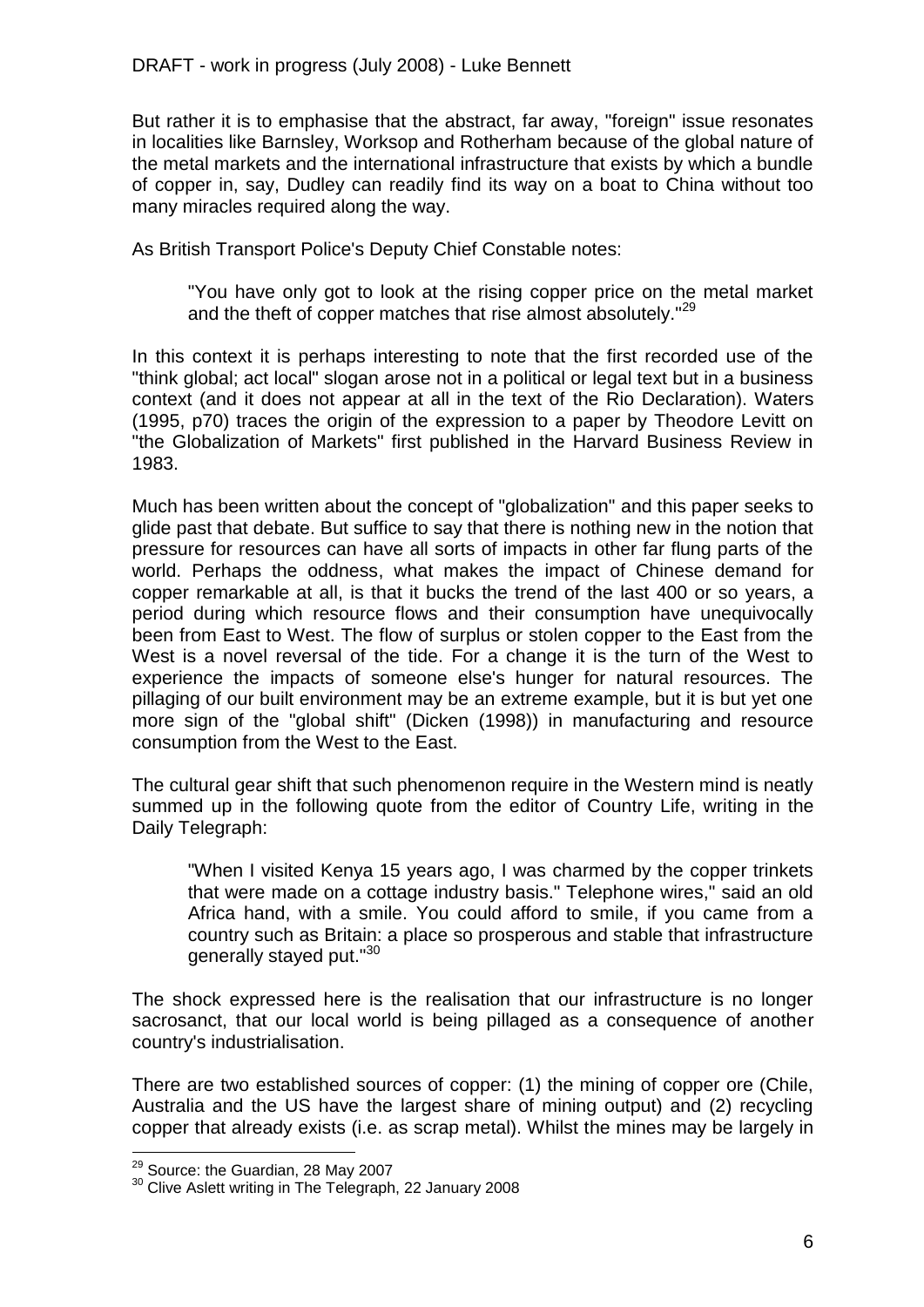But rather it is to emphasise that the abstract, far away, "foreign" issue resonates in localities like Barnsley, Worksop and Rotherham because of the global nature of the metal markets and the international infrastructure that exists by which a bundle of copper in, say, Dudley can readily find its way on a boat to China without too many miracles required along the way.

As British Transport Police's Deputy Chief Constable notes:

> "You have only got to look at the rising copper price on the metal market and the theft of copper matches that rise almost absolutely."[29]

In this context it is perhaps interesting to note that the first recorded use of the "think global; act local" slogan arose not in a political or legal text but in a business context (and it does not appear at all in the text of the Rio Declaration). Waters (1995, p70) traces the origin of the expression to a paper by Theodore Levitt on "the Globalization of Markets" first published in the Harvard Business Review in 1983.

Much has been written about the concept of "globalization" and this paper seeks to glide past that debate. But suffice to say that there is nothing new in the notion that pressure for resources can have all sorts of impacts in other far flung parts of the world. Perhaps the oddness, what makes the impact of Chinese demand for copper remarkable at all, is that it bucks the trend of the last 400 or so years, a period during which resource flows and their consumption have unequivocally been from East to West. The flow of surplus or stolen copper to the East from the West is a novel reversal of the tide. For a change it is the turn of the West to experience the impacts of someone else's hunger for natural resources. The pillaging of our built environment may be an extreme example, but it is but yet one more sign of the "global shift" (Dicken (1998)) in manufacturing and resource consumption from the West to the East.

The cultural gear shift that such phenomenon require in the Western mind is neatly summed up in the following quote from the editor of Country Life, writing in the Daily Telegraph:

> "When I visited Kenya 15 years ago, I was charmed by the copper trinkets that were made on a cottage industry basis." Telephone wires," said an old Africa hand, with a smile. You could afford to smile, if you came from a country such as Britain: a place so prosperous and stable that infrastructure generally stayed put."[30]

The shock expressed here is the realisation that our infrastructure is no longer sacrosanct, that our local world is being pillaged as a consequence of another country's industrialisation.

There are two established sources of copper: (1) the mining of copper ore (Chile, Australia and the US have the largest share of mining output) and (2) recycling copper that already exists (i.e. as scrap metal). Whilst the mines may be largely in

---

[29] Source: the Guardian, 28 May 2007

[30] Clive Aslett writing in The Telegraph, 22 January 2008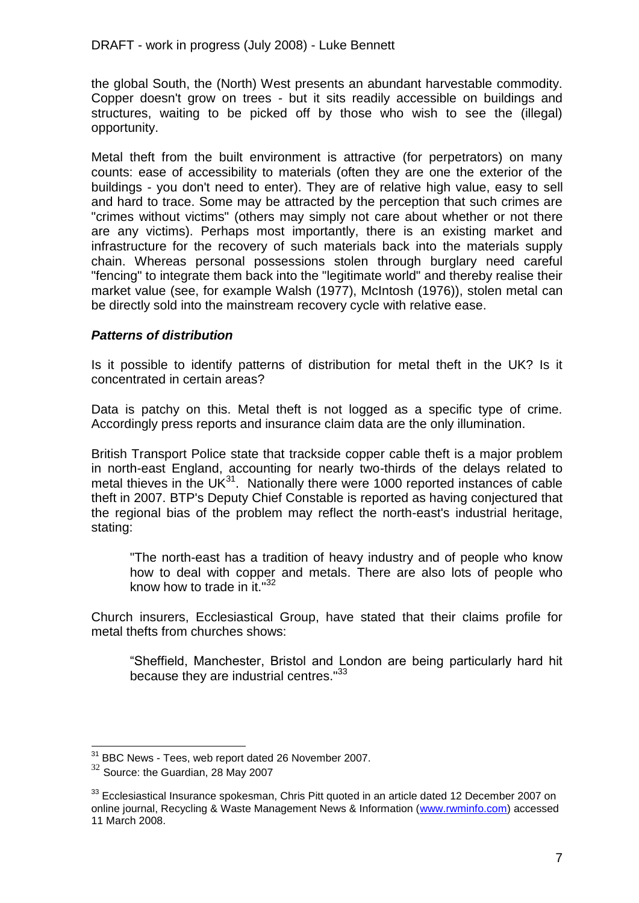the global South, the (North) West presents an abundant harvestable commodity. Copper doesn't grow on trees - but it sits readily accessible on buildings and structures, waiting to be picked off by those who wish to see the (illegal) opportunity.

Metal theft from the built environment is attractive (for perpetrators) on many counts: ease of accessibility to materials (often they are one the exterior of the buildings - you don't need to enter). They are of relative high value, easy to sell and hard to trace. Some may be attracted by the perception that such crimes are "crimes without victims" (others may simply not care about whether or not there are any victims). Perhaps most importantly, there is an existing market and infrastructure for the recovery of such materials back into the materials supply chain. Whereas personal possessions stolen through burglary need careful "fencing" to integrate them back into the "legitimate world" and thereby realise their market value (see, for example Walsh (1977), McIntosh (1976)), stolen metal can be directly sold into the mainstream recovery cycle with relative ease.

### ***Patterns of distribution***

Is it possible to identify patterns of distribution for metal theft in the UK? Is it concentrated in certain areas?

Data is patchy on this. Metal theft is not logged as a specific type of crime. Accordingly press reports and insurance claim data are the only illumination.

British Transport Police state that trackside copper cable theft is a major problem in north-east England, accounting for nearly two-thirds of the delays related to metal thieves in the UK[31]. Nationally there were 1000 reported instances of cable theft in 2007. BTP's Deputy Chief Constable is reported as having conjectured that the regional bias of the problem may reflect the north-east's industrial heritage, stating:

> "The north-east has a tradition of heavy industry and of people who know how to deal with copper and metals. There are also lots of people who know how to trade in it."[32]

Church insurers, Ecclesiastical Group, have stated that their claims profile for metal thefts from churches shows:

> "Sheffield, Manchester, Bristol and London are being particularly hard hit because they are industrial centres."[33]

---

[31] BBC News - Tees, web report dated 26 November 2007.

[32] Source: the Guardian, 28 May 2007

[33] Ecclesiastical Insurance spokesman, Chris Pitt quoted in an article dated 12 December 2007 on online journal, Recycling & Waste Management News & Information (www.rwminfo.com) accessed 11 March 2008.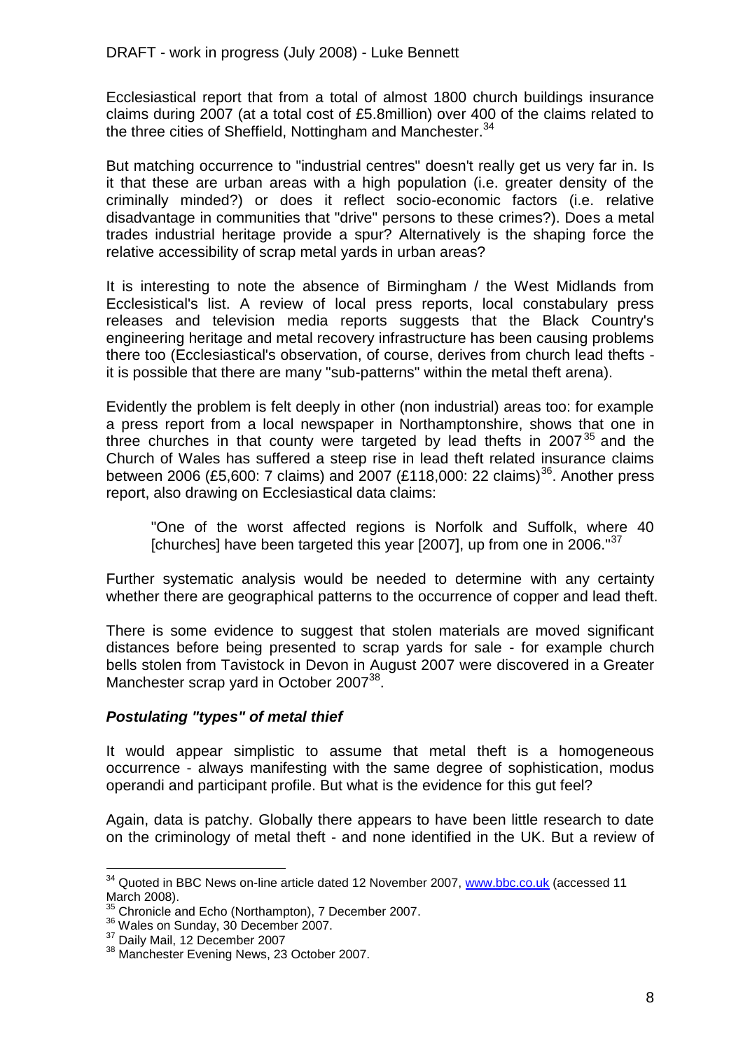Ecclesiastical report that from a total of almost 1800 church buildings insurance claims during 2007 (at a total cost of £5.8million) over 400 of the claims related to the three cities of Sheffield, Nottingham and Manchester.[34]

But matching occurrence to "industrial centres" doesn't really get us very far in. Is it that these are urban areas with a high population (i.e. greater density of the criminally minded?) or does it reflect socio-economic factors (i.e. relative disadvantage in communities that "drive" persons to these crimes?). Does a metal trades industrial heritage provide a spur? Alternatively is the shaping force the relative accessibility of scrap metal yards in urban areas?

It is interesting to note the absence of Birmingham / the West Midlands from Eclesistical's list. A review of local press reports, local constabulary press releases and television media reports suggests that the Black Country's engineering heritage and metal recovery infrastructure has been causing problems there too (Ecclesiastical's observation, of course, derives from church lead thefts - it is possible that there are many "sub-patterns" within the metal theft arena).

Evidently the problem is felt deeply in other (non industrial) areas too: for example a press report from a local newspaper in Northamptonshire, shows that one in three churches in that county were targeted by lead thefts in 2007[35] and the Church of Wales has suffered a steep rise in lead theft related insurance claims between 2006 (£5,600: 7 claims) and 2007 (£118,000: 22 claims)[36]. Another press report, also drawing on Ecclesiastical data claims:

> "One of the worst affected regions is Norfolk and Suffolk, where 40 [churches] have been targeted this year [2007], up from one in 2006."[37]

Further systematic analysis would be needed to determine with any certainty whether there are geographical patterns to the occurrence of copper and lead theft.

There is some evidence to suggest that stolen materials are moved significant distances before being presented to scrap yards for sale - for example church bells stolen from Tavistock in Devon in August 2007 were discovered in a Greater Manchester scrap yard in October 2007[38].

### ***Postulating "types" of metal thief***

It would appear simplistic to assume that metal theft is a homogeneous occurrence - always manifesting with the same degree of sophistication, modus operandi and participant profile. But what is the evidence for this gut feel?

Again, data is patchy. Globally there appears to have been little research to date on the criminology of metal theft - and none identified in the UK. But a review of

---

[34] Quoted in BBC News on-line article dated 12 November 2007, www.bbc.co.uk (accessed 11 March 2008).

[35] Chronicle and Echo (Northampton), 7 December 2007.

[36] Wales on Sunday, 30 December 2007.

[37] Daily Mail, 12 December 2007

[38] Manchester Evening News, 23 October 2007.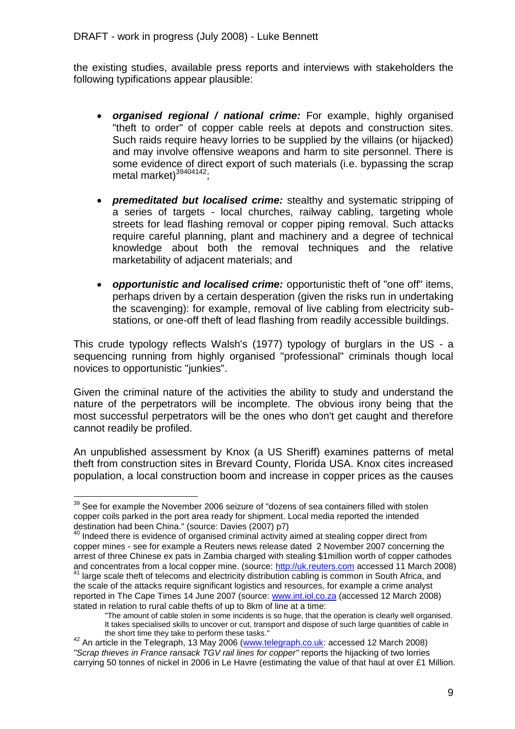the existing studies, available press reports and interviews with stakeholders the following typifications appear plausible:

- ***organised regional / national crime:*** For example, highly organised "theft to order" of copper cable reels at depots and construction sites. Such raids require heavy lorries to be supplied by the villains (or hijacked) and may involve offensive weapons and harm to site personnel. There is some evidence of direct export of such materials (i.e. bypassing the scrap metal market)[39][40][41][42];

- ***premeditated but localised crime:*** stealthy and systematic stripping of a series of targets - local churches, railway cabling, targeting whole streets for lead flashing removal or copper piping removal. Such attacks require careful planning, plant and machinery and a degree of technical knowledge about both the removal techniques and the relative marketability of adjacent materials; and

- ***opportunistic and localised crime:*** opportunistic theft of "one off" items, perhaps driven by a certain desperation (given the risks run in undertaking the scavenging): for example, removal of live cabling from electricity sub-stations, or one-off theft of lead flashing from readily accessible buildings.

This crude typology reflects Walsh's (1977) typology of burglars in the US - a sequencing running from highly organised "professional" criminals though local novices to opportunistic "junkies".

Given the criminal nature of the activities the ability to study and understand the nature of the perpetrators will be incomplete. The obvious irony being that the most successful perpetrators will be the ones who don't get caught and therefore cannot readily be profiled.

An unpublished assessment by Knox (a US Sheriff) examines patterns of metal theft from construction sites in Brevard County, Florida USA. Knox cites increased population, a local construction boom and increase in copper prices as the causes

---

[39] See for example the November 2006 seizure of "dozens of sea containers filled with stolen copper coils parked in the port area ready for shipment. Local media reported the intended destination had been China." (source: Davies (2007) p7)

[40] Indeed there is evidence of organised criminal activity aimed at stealing copper direct from copper mines - see for example a Reuters news release dated 2 November 2007 concerning the arrest of three Chinese ex pats in Zambia charged with stealing $1million worth of copper cathodes and concentrates from a local copper mine. (source: http://uk.reuters.com accessed 11 March 2008)

[41] large scale theft of telecoms and electricity distribution cabling is common in South Africa, and the scale of the attacks require significant logistics and resources, for example a crime analyst reported in The Cape Times 14 June 2007 (source: www.int.iol.co.za (accessed 12 March 2008) stated in relation to rural cable thefts of up to 8km of line at a time:

> "The amount of cable stolen in some incidents is so huge, that the operation is clearly well organised. It takes specialised skills to uncover or cut, transport and dispose of such large quantities of cable in the short time they take to perform these tasks."

[42] An article in the Telegraph, 13 May 2006 (www.telegraph.co.uk: accessed 12 March 2008) *"Scrap thieves in France ransack TGV rail lines for copper"* reports the hijacking of two lorries carrying 50 tonnes of nickel in 2006 in Le Havre (estimating the value of that haul at over £1 Million.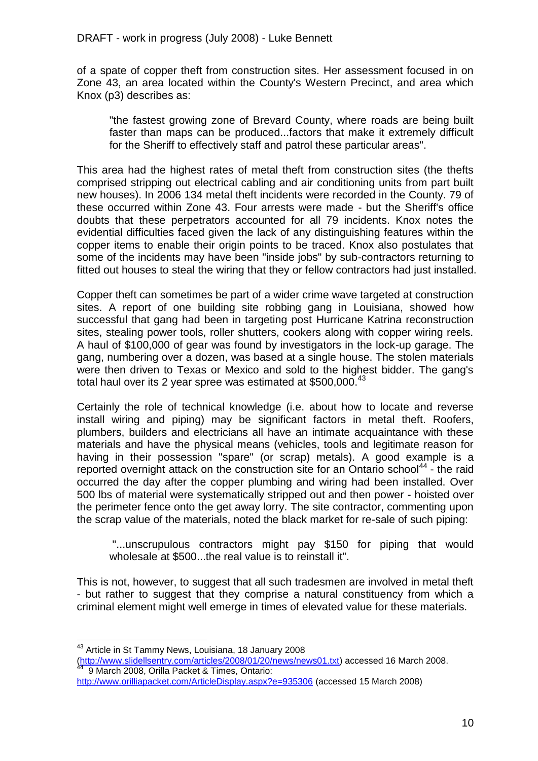of a spate of copper theft from construction sites. Her assessment focused in on Zone 43, an area located within the County's Western Precinct, and area which Knox (p3) describes as:

> "the fastest growing zone of Brevard County, where roads are being built faster than maps can be produced...factors that make it extremely difficult for the Sheriff to effectively staff and patrol these particular areas".

This area had the highest rates of metal theft from construction sites (the thefts comprised stripping out electrical cabling and air conditioning units from part built new houses). In 2006 134 metal theft incidents were recorded in the County. 79 of these occurred within Zone 43. Four arrests were made - but the Sheriff's office doubts that these perpetrators accounted for all 79 incidents. Knox notes the evidential difficulties faced given the lack of any distinguishing features within the copper items to enable their origin points to be traced. Knox also postulates that some of the incidents may have been "inside jobs" by sub-contractors returning to fitted out houses to steal the wiring that they or fellow contractors had just installed.

Copper theft can sometimes be part of a wider crime wave targeted at construction sites. A report of one building site robbing gang in Louisiana, showed how successful that gang had been in targeting post Hurricane Katrina reconstruction sites, stealing power tools, roller shutters, cookers along with copper wiring reels. A haul of $100,000 of gear was found by investigators in the lock-up garage. The gang, numbering over a dozen, was based at a single house. The stolen materials were then driven to Texas or Mexico and sold to the highest bidder. The gang's total haul over its 2 year spree was estimated at $500,000.[43]

Certainly the role of technical knowledge (i.e. about how to locate and reverse install wiring and piping) may be significant factors in metal theft. Roofers, plumbers, builders and electricians all have an intimate acquaintance with these materials and have the physical means (vehicles, tools and legitimate reason for having in their possession "spare" (or scrap) metals). A good example is a reported overnight attack on the construction site for an Ontario school[44] - the raid occurred the day after the copper plumbing and wiring had been installed. Over 500 lbs of material were systematically stripped out and then power - hoisted over the perimeter fence onto the get away lorry. The site contractor, commenting upon the scrap value of the materials, noted the black market for re-sale of such piping:

> "...unscrupulous contractors might pay $150 for piping that would wholesale at $500...the real value is to reinstall it".

This is not, however, to suggest that all such tradesmen are involved in metal theft - but rather to suggest that they comprise a natural constituency from which a criminal element might well emerge in times of elevated value for these materials.

---

[43] Article in St Tammy News, Louisiana, 18 January 2008 (http://www.slidellsentry.com/articles/2008/01/20/news/news01.txt) accessed 16 March 2008.

[44] 9 March 2008, Orilla Packet & Times, Ontario: http://www.orilliapacket.com/ArticleDisplay.aspx?e=935306 (accessed 15 March 2008)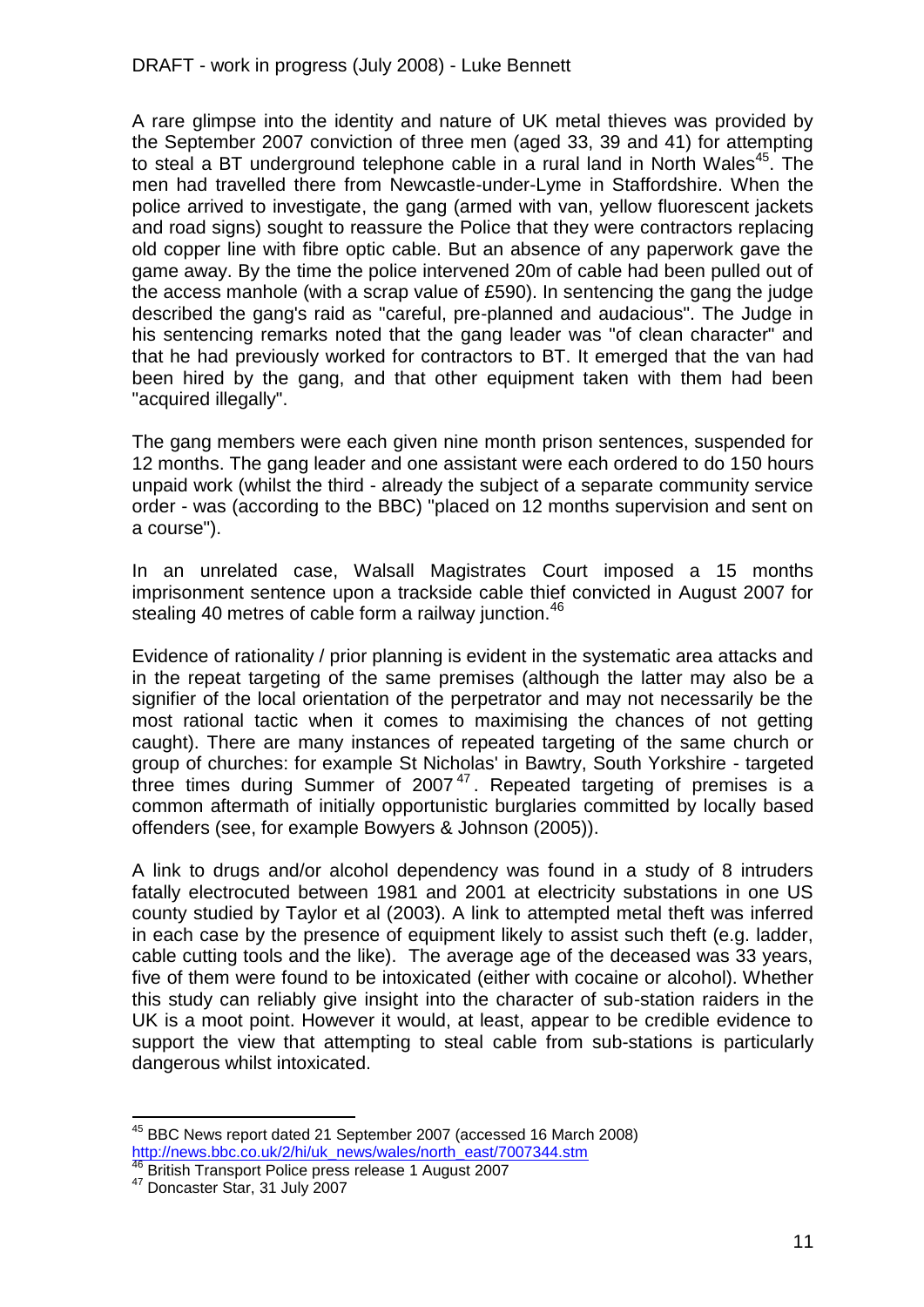A rare glimpse into the identity and nature of UK metal thieves was provided by the September 2007 conviction of three men (aged 33, 39 and 41) for attempting to steal a BT underground telephone cable in a rural land in North Wales[45]. The men had travelled there from Newcastle-under-Lyme in Staffordshire. When the police arrived to investigate, the gang (armed with van, yellow fluorescent jackets and road signs) sought to reassure the Police that they were contractors replacing old copper line with fibre optic cable. But an absence of any paperwork gave the game away. By the time the police intervened 20m of cable had been pulled out of the access manhole (with a scrap value of £590). In sentencing the gang the judge described the gang's raid as "careful, pre-planned and audacious". The Judge in his sentencing remarks noted that the gang leader was "of clean character" and that he had previously worked for contractors to BT. It emerged that the van had been hired by the gang, and that other equipment taken with them had been "acquired illegally".

The gang members were each given nine month prison sentences, suspended for 12 months. The gang leader and one assistant were each ordered to do 150 hours unpaid work (whilst the third - already the subject of a separate community service order - was (according to the BBC) "placed on 12 months supervision and sent on a course").

In an unrelated case, Walsall Magistrates Court imposed a 15 months imprisonment sentence upon a trackside cable thief convicted in August 2007 for stealing 40 metres of cable form a railway junction.[46]

Evidence of rationality / prior planning is evident in the systematic area attacks and in the repeat targeting of the same premises (although the latter may also be a signifier of the local orientation of the perpetrator and may not necessarily be the most rational tactic when it comes to maximising the chances of not getting caught). There are many instances of repeated targeting of the same church or group of churches: for example St Nicholas' in Bawtry, South Yorkshire - targeted three times during Summer of 2007[47]. Repeated targeting of premises is a common aftermath of initially opportunistic burglaries committed by locally based offenders (see, for example Bowyers & Johnson (2005)).

A link to drugs and/or alcohol dependency was found in a study of 8 intruders fatally electrocuted between 1981 and 2001 at electricity substations in one US county studied by Taylor et al (2003). A link to attempted metal theft was inferred in each case by the presence of equipment likely to assist such theft (e.g. ladder, cable cutting tools and the like). The average age of the deceased was 33 years, five of them were found to be intoxicated (either with cocaine or alcohol). Whether this study can reliably give insight into the character of sub-station raiders in the UK is a moot point. However it would, at least, appear to be credible evidence to support the view that attempting to steal cable from sub-stations is particularly dangerous whilst intoxicated.

---

[45] BBC News report dated 21 September 2007 (accessed 16 March 2008) http://news.bbc.co.uk/2/hi/uk_news/wales/north_east/7007344.stm

[46] British Transport Police press release 1 August 2007

[47] Doncaster Star, 31 July 2007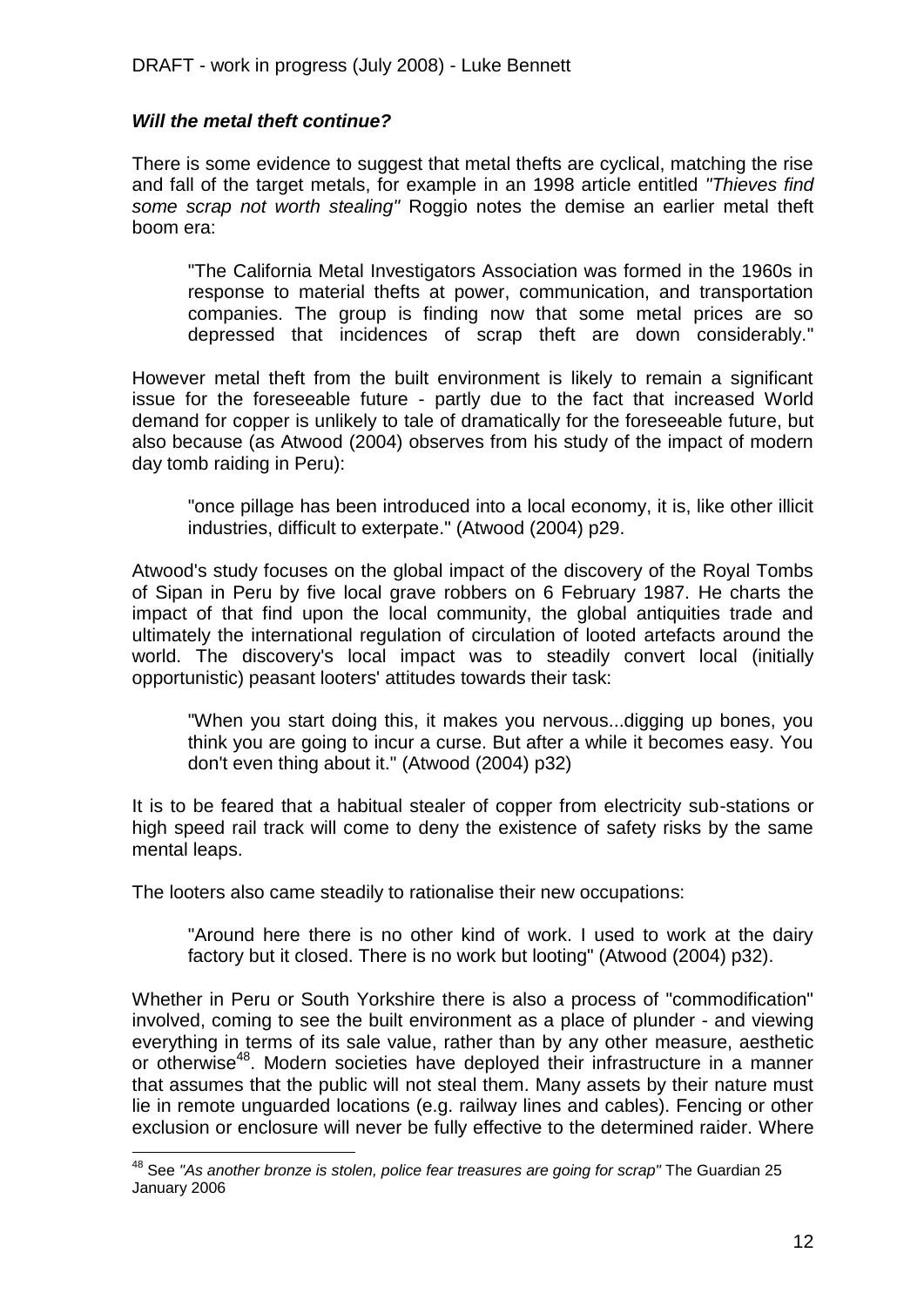### *Will the metal theft continue?*

There is some evidence to suggest that metal thefts are cyclical, matching the rise and fall of the target metals, for example in an 1998 article entitled *"Thieves find some scrap not worth stealing"* Roggio notes the demise an earlier metal theft boom era:

> "The California Metal Investigators Association was formed in the 1960s in response to material thefts at power, communication, and transportation companies. The group is finding now that some metal prices are so depressed that incidences of scrap theft are down considerably."

However metal theft from the built environment is likely to remain a significant issue for the foreseeable future - partly due to the fact that increased World demand for copper is unlikely to tale of dramatically for the foreseeable future, but also because (as Atwood (2004) observes from his study of the impact of modern day tomb raiding in Peru):

> "once pillage has been introduced into a local economy, it is, like other illicit industries, difficult to exterpate." (Atwood (2004) p29.

Atwood's study focuses on the global impact of the discovery of the Royal Tombs of Sipan in Peru by five local grave robbers on 6 February 1987. He charts the impact of that find upon the local community, the global antiquities trade and ultimately the international regulation of circulation of looted artefacts around the world. The discovery's local impact was to steadily convert local (initially opportunistic) peasant looters' attitudes towards their task:

> "When you start doing this, it makes you nervous...digging up bones, you think you are going to incur a curse. But after a while it becomes easy. You don't even thing about it." (Atwood (2004) p32)

It is to be feared that a habitual stealer of copper from electricity sub-stations or high speed rail track will come to deny the existence of safety risks by the same mental leaps.

The looters also came steadily to rationalise their new occupations:

> "Around here there is no other kind of work. I used to work at the dairy factory but it closed. There is no work but looting" (Atwood (2004) p32).

Whether in Peru or South Yorkshire there is also a process of "commodification" involved, coming to see the built environment as a place of plunder - and viewing everything in terms of its sale value, rather than by any other measure, aesthetic or otherwise[48]. Modern societies have deployed their infrastructure in a manner that assumes that the public will not steal them. Many assets by their nature must lie in remote unguarded locations (e.g. railway lines and cables). Fencing or other exclusion or enclosure will never be fully effective to the determined raider. Where

---

[48] See *"As another bronze is stolen, police fear treasures are going for scrap"* The Guardian 25 January 2006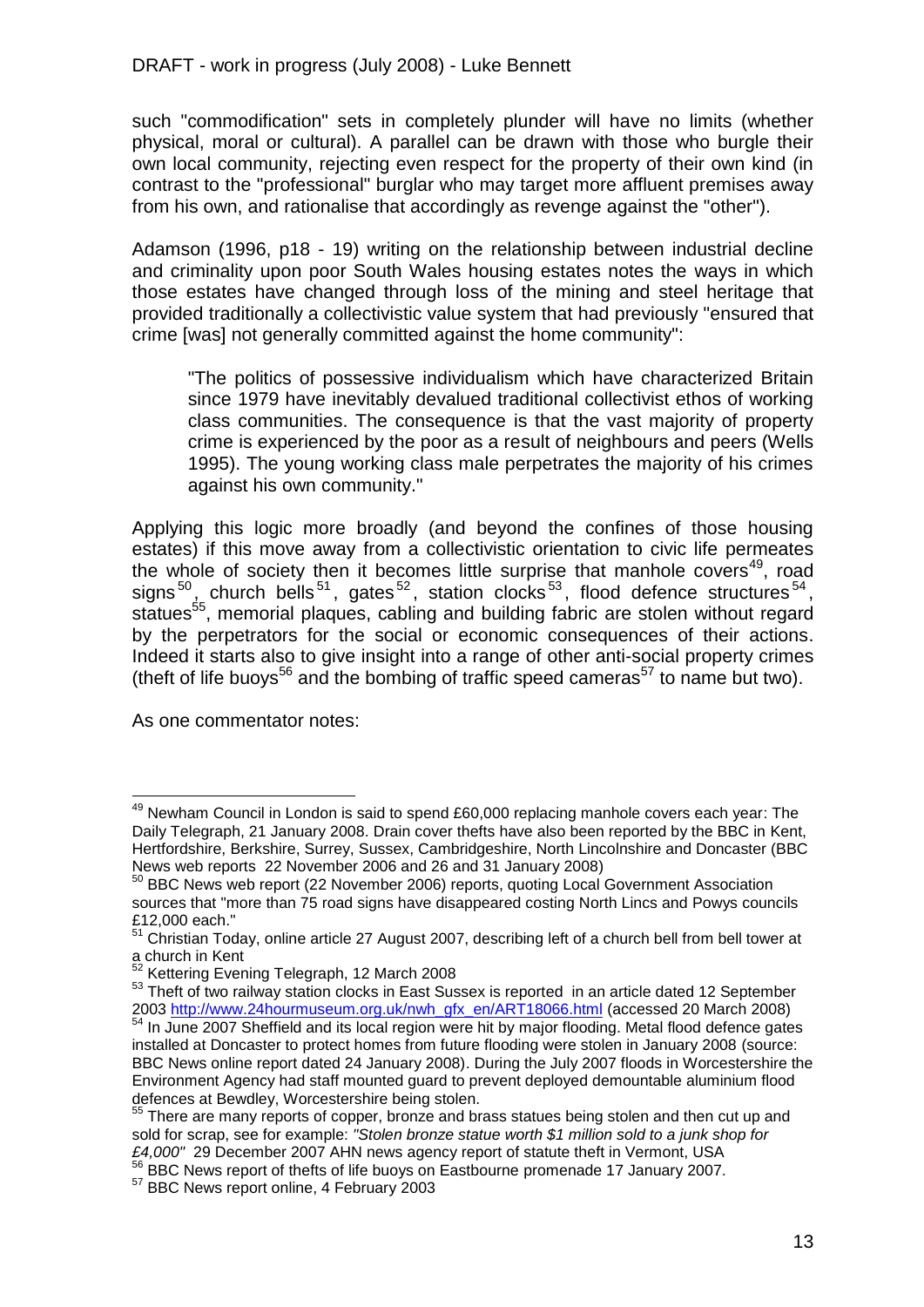such "commodification" sets in completely plunder will have no limits (whether physical, moral or cultural). A parallel can be drawn with those who burgle their own local community, rejecting even respect for the property of their own kind (in contrast to the "professional" burglar who may target more affluent premises away from his own, and rationalise that accordingly as revenge against the "other").

Adamson (1996, p18 - 19) writing on the relationship between industrial decline and criminality upon poor South Wales housing estates notes the ways in which those estates have changed through loss of the mining and steel heritage that provided traditionally a collectivistic value system that had previously "ensured that crime [was] not generally committed against the home community":

> "The politics of possessive individualism which have characterized Britain since 1979 have inevitably devalued traditional collectivist ethos of working class communities. The consequence is that the vast majority of property crime is experienced by the poor as a result of neighbours and peers (Wells 1995). The young working class male perpetrates the majority of his crimes against his own community."

Applying this logic more broadly (and beyond the confines of those housing estates) if this move away from a collectivistic orientation to civic life permeates the whole of society then it becomes little surprise that manhole covers[49], road signs[50], church bells[51], gates[52], station clocks[53], flood defence structures[54], statues[55], memorial plaques, cabling and building fabric are stolen without regard by the perpetrators for the social or economic consequences of their actions. Indeed it starts also to give insight into a range of other anti-social property crimes (theft of life buoys[56] and the bombing of traffic speed cameras[57] to name but two).

As one commentator notes:

---

[49] Newham Council in London is said to spend £60,000 replacing manhole covers each year: The Daily Telegraph, 21 January 2008. Drain cover thefts have also been reported by the BBC in Kent, Hertfordshire, Berkshire, Surrey, Sussex, Cambridgeshire, North Lincolnshire and Doncaster (BBC News web reports 22 November 2006 and 26 and 31 January 2008)

[50] BBC News web report (22 November 2006) reports, quoting Local Government Association sources that "more than 75 road signs have disappeared costing North Lincs and Powys councils £12,000 each."

[51] Christian Today, online article 27 August 2007, describing left of a church bell from bell tower at a church in Kent

[52] Kettering Evening Telegraph, 12 March 2008

[53] Theft of two railway station clocks in East Sussex is reported in an article dated 12 September 2003 http://www.24hourmuseum.org.uk/nwh_gfx_en/ART18066.html (accessed 20 March 2008)

[54] In June 2007 Sheffield and its local region were hit by major flooding. Metal flood defence gates installed at Doncaster to protect homes from future flooding were stolen in January 2008 (source: BBC News online report dated 24 January 2008). During the July 2007 floods in Worcestershire the Environment Agency had staff mounted guard to prevent deployed demountable aluminium flood defences at Bewdley, Worcestershire being stolen.

[55] There are many reports of copper, bronze and brass statues being stolen and then cut up and sold for scrap, see for example: *"Stolen bronze statue worth $1 million sold to a junk shop for £4,000"* 29 December 2007 AHN news agency report of statute theft in Vermont, USA

[56] BBC News report of thefts of life buoys on Eastbourne promenade 17 January 2007.

[57] BBC News report online, 4 February 2003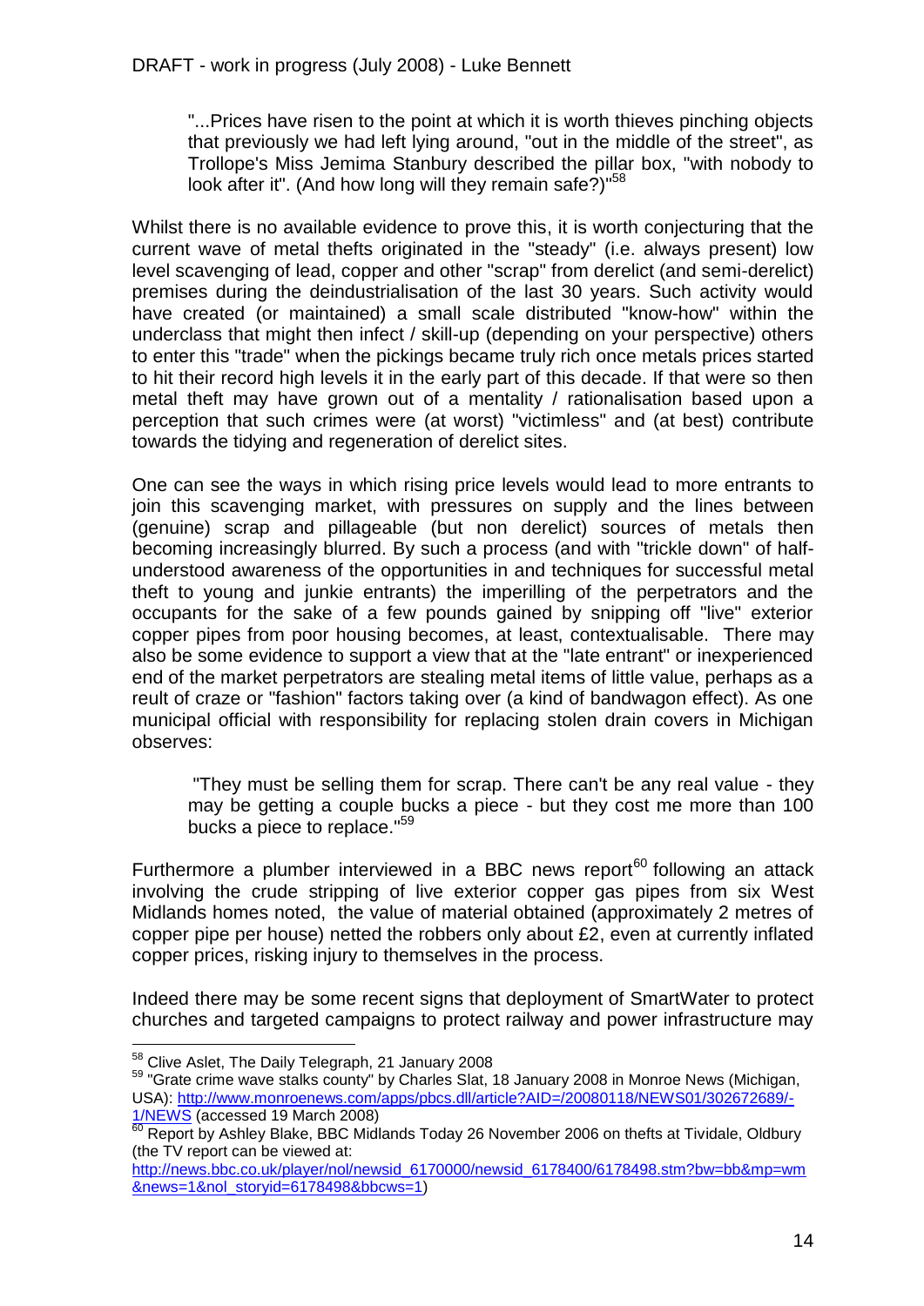> "...Prices have risen to the point at which it is worth thieves pinching objects that previously we had left lying around, "out in the middle of the street", as Trollope's Miss Jemima Stanbury described the pillar box, "with nobody to look after it". (And how long will they remain safe?)"[58]

Whilst there is no available evidence to prove this, it is worth conjecturing that the current wave of metal thefts originated in the "steady" (i.e. always present) low level scavenging of lead, copper and other "scrap" from derelict (and semi-derelict) premises during the deindustrialisation of the last 30 years. Such activity would have created (or maintained) a small scale distributed "know-how" within the underclass that might then infect / skill-up (depending on your perspective) others to enter this "trade" when the pickings became truly rich once metals prices started to hit their record high levels it in the early part of this decade. If that were so then metal theft may have grown out of a mentality / rationalisation based upon a perception that such crimes were (at worst) "victimless" and (at best) contribute towards the tidying and regeneration of derelict sites.

One can see the ways in which rising price levels would lead to more entrants to join this scavenging market, with pressures on supply and the lines between (genuine) scrap and pillageable (but non derelict) sources of metals then becoming increasingly blurred. By such a process (and with "trickle down" of half-understood awareness of the opportunities in and techniques for successful metal theft to young and junkie entrants) the imperilling of the perpetrators and the occupants for the sake of a few pounds gained by snipping off "live" exterior copper pipes from poor housing becomes, at least, contextualisable. There may also be some evidence to support a view that at the "late entrant" or inexperienced end of the market perpetrators are stealing metal items of little value, perhaps as a reult of craze or "fashion" factors taking over (a kind of bandwagon effect). As one municipal official with responsibility for replacing stolen drain covers in Michigan observes:

> "They must be selling them for scrap. There can't be any real value - they may be getting a couple bucks a piece - but they cost me more than 100 bucks a piece to replace."[59]

Furthermore a plumber interviewed in a BBC news report[60] following an attack involving the crude stripping of live exterior copper gas pipes from six West Midlands homes noted, the value of material obtained (approximately 2 metres of copper pipe per house) netted the robbers only about £2, even at currently inflated copper prices, risking injury to themselves in the process.

Indeed there may be some recent signs that deployment of SmartWater to protect churches and targeted campaigns to protect railway and power infrastructure may

---

[58] Clive Aslet, The Daily Telegraph, 21 January 2008

[59] "Grate crime wave stalks county" by Charles Slat, 18 January 2008 in Monroe News (Michigan, USA): http://www.monroenews.com/apps/pbcs.dll/article?AID=/20080118/NEWS01/302672689/-1/NEWS (accessed 19 March 2008)

[60] Report by Ashley Blake, BBC Midlands Today 26 November 2006 on thefts at Tividale, Oldbury (the TV report can be viewed at: http://news.bbc.co.uk/player/nol/newsid_6170000/newsid_6178400/6178498.stm?bw=bb&mp=wm&news=1&nol_storyid=6178498&bbcws=1)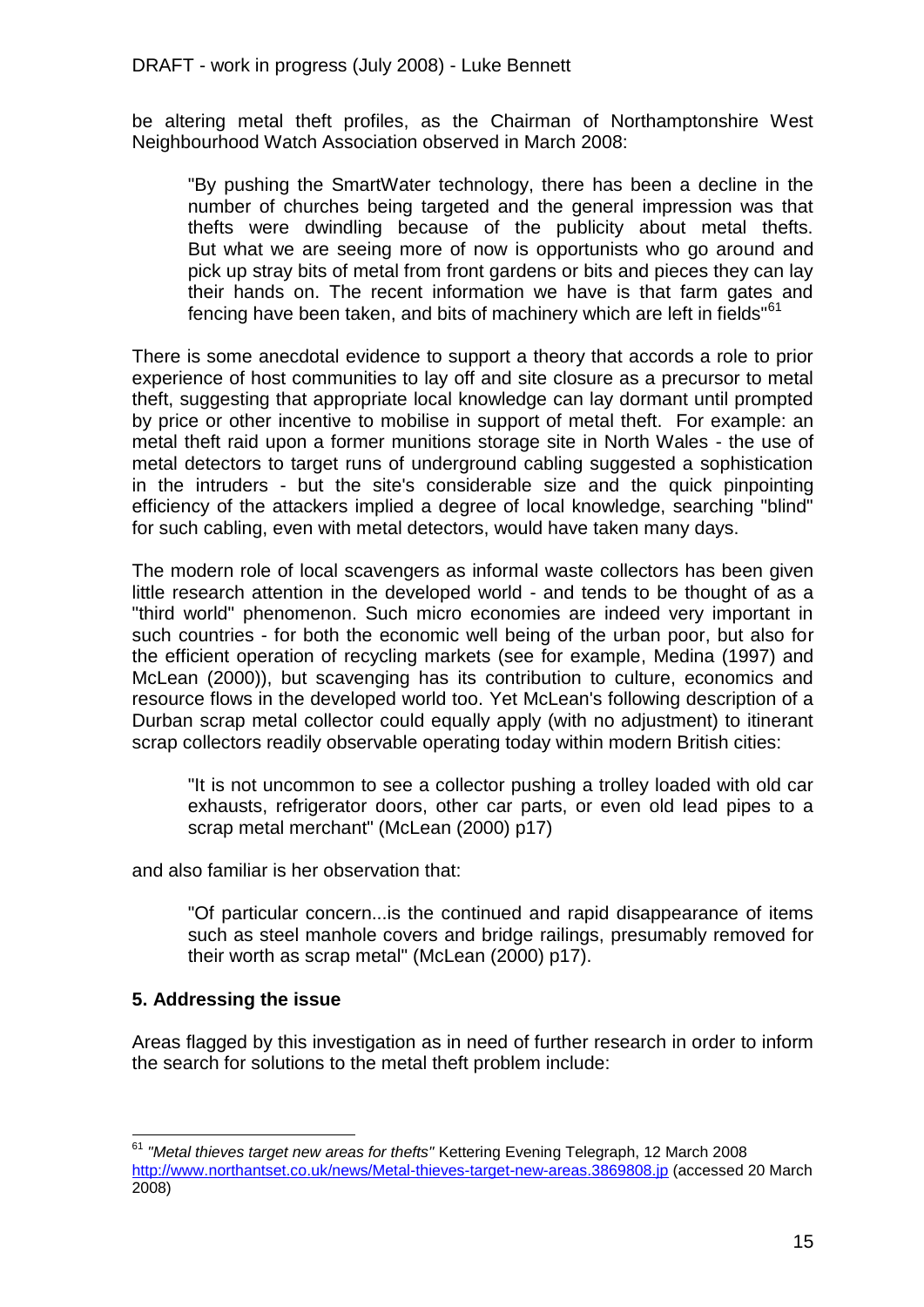be altering metal theft profiles, as the Chairman of Northamptonshire West Neighbourhood Watch Association observed in March 2008:

> "By pushing the SmartWater technology, there has been a decline in the number of churches being targeted and the general impression was that thefts were dwindling because of the publicity about metal thefts. But what we are seeing more of now is opportunists who go around and pick up stray bits of metal from front gardens or bits and pieces they can lay their hands on. The recent information we have is that farm gates and fencing have been taken, and bits of machinery which are left in fields"[61]

There is some anecdotal evidence to support a theory that accords a role to prior experience of host communities to lay off and site closure as a precursor to metal theft, suggesting that appropriate local knowledge can lay dormant until prompted by price or other incentive to mobilise in support of metal theft. For example: an metal theft raid upon a former munitions storage site in North Wales - the use of metal detectors to target runs of underground cabling suggested a sophistication in the intruders - but the site's considerable size and the quick pinpointing efficiency of the attackers implied a degree of local knowledge, searching "blind" for such cabling, even with metal detectors, would have taken many days.

The modern role of local scavengers as informal waste collectors has been given little research attention in the developed world - and tends to be thought of as a "third world" phenomenon. Such micro economies are indeed very important in such countries - for both the economic well being of the urban poor, but also for the efficient operation of recycling markets (see for example, Medina (1997) and McLean (2000)), but scavenging has its contribution to culture, economics and resource flows in the developed world too. Yet McLean's following description of a Durban scrap metal collector could equally apply (with no adjustment) to itinerant scrap collectors readily observable operating today within modern British cities:

> "It is not uncommon to see a collector pushing a trolley loaded with old car exhausts, refrigerator doors, other car parts, or even old lead pipes to a scrap metal merchant" (McLean (2000) p17)

and also familiar is her observation that:

> "Of particular concern...is the continued and rapid disappearance of items such as steel manhole covers and bridge railings, presumably removed for their worth as scrap metal" (McLean (2000) p17).

### 5. Addressing the issue

Areas flagged by this investigation as in need of further research in order to inform the search for solutions to the metal theft problem include:

---

[61] *"Metal thieves target new areas for thefts"* Kettering Evening Telegraph, 12 March 2008 http://www.northantset.co.uk/news/Metal-thieves-target-new-areas.3869808.jp (accessed 20 March 2008)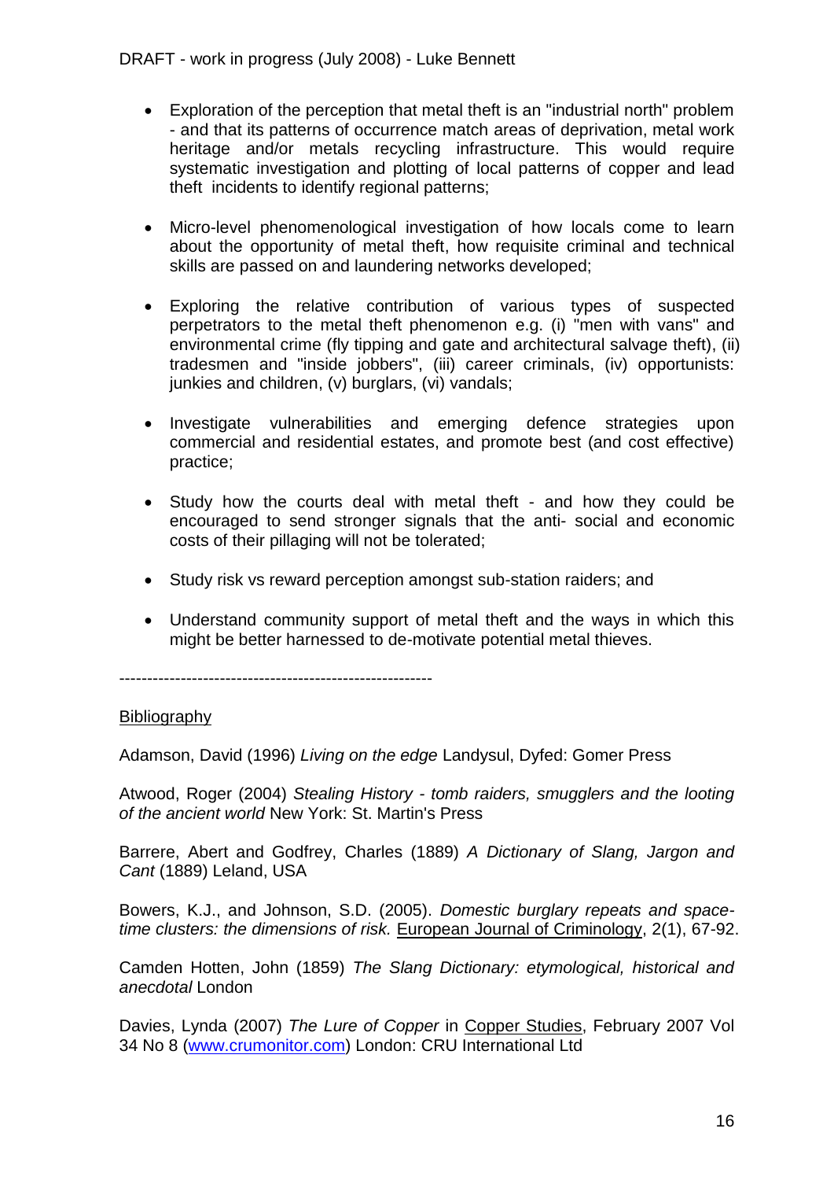- Exploration of the perception that metal theft is an "industrial north" problem - and that its patterns of occurrence match areas of deprivation, metal work heritage and/or metals recycling infrastructure. This would require systematic investigation and plotting of local patterns of copper and lead theft incidents to identify regional patterns;

- Micro-level phenomenological investigation of how locals come to learn about the opportunity of metal theft, how requisite criminal and technical skills are passed on and laundering networks developed;

- Exploring the relative contribution of various types of suspected perpetrators to the metal theft phenomenon e.g. (i) "men with vans" and environmental crime (fly tipping and gate and architectural salvage theft), (ii) tradesmen and "inside jobbers", (iii) career criminals, (iv) opportunists: junkies and children, (v) burglars, (vi) vandals;

- Investigate vulnerabilities and emerging defence strategies upon commercial and residential estates, and promote best (and cost effective) practice;

- Study how the courts deal with metal theft - and how they could be encouraged to send stronger signals that the anti- social and economic costs of their pillaging will not be tolerated;

- Study risk vs reward perception amongst sub-station raiders; and

- Understand community support of metal theft and the ways in which this might be better harnessed to de-motivate potential metal thieves.

--------------------------------------------------------

Bibliography

Adamson, David (1996) *Living on the edge* Landysul, Dyfed: Gomer Press

Atwood, Roger (2004) *Stealing History - tomb raiders, smugglers and the looting of the ancient world* New York: St. Martin's Press

Barrere, Abert and Godfrey, Charles (1889) *A Dictionary of Slang, Jargon and Cant* (1889) Leland, USA

Bowers, K.J., and Johnson, S.D. (2005). *Domestic burglary repeats and space-time clusters: the dimensions of risk.* European Journal of Criminology, 2(1), 67-92.

Camden Hotten, John (1859) *The Slang Dictionary: etymological, historical and anecdotal* London

Davies, Lynda (2007) *The Lure of Copper* in Copper Studies, February 2007 Vol 34 No 8 (www.crumonitor.com) London: CRU International Ltd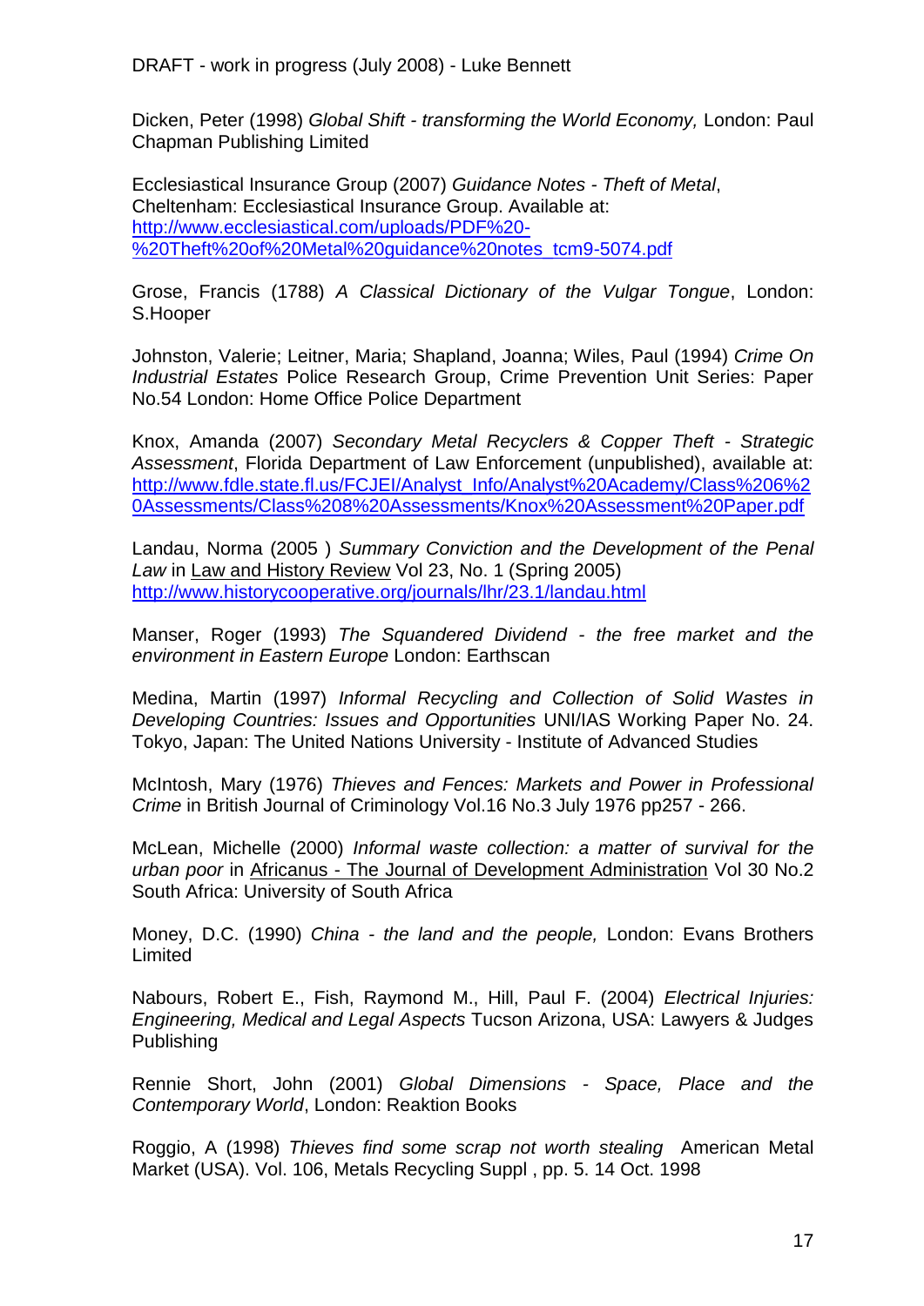Dicken, Peter (1998) *Global Shift - transforming the World Economy,* London: Paul Chapman Publishing Limited

Ecclesiastical Insurance Group (2007) *Guidance Notes - Theft of Metal*, Cheltenham: Ecclesiastical Insurance Group. Available at: http://www.ecclesiastical.com/uploads/PDF%20-%20Theft%20of%20Metal%20guidance%20notes_tcm9-5074.pdf

Grose, Francis (1788) *A Classical Dictionary of the Vulgar Tongue*, London: S.Hooper

Johnston, Valerie; Leitner, Maria; Shapland, Joanna; Wiles, Paul (1994) *Crime On Industrial Estates* Police Research Group, Crime Prevention Unit Series: Paper No.54 London: Home Office Police Department

Knox, Amanda (2007) *Secondary Metal Recyclers & Copper Theft - Strategic Assessment*, Florida Department of Law Enforcement (unpublished), available at: http://www.fdle.state.fl.us/FCJEI/Analyst_Info/Analyst%20Academy/Class%206%20Assessments/Class%208%20Assessments/Knox%20Assessment%20Paper.pdf

Landau, Norma (2005 ) *Summary Conviction and the Development of the Penal Law* in Law and History Review Vol 23, No. 1 (Spring 2005) http://www.historycooperative.org/journals/lhr/23.1/landau.html

Manser, Roger (1993) *The Squandered Dividend - the free market and the environment in Eastern Europe* London: Earthscan

Medina, Martin (1997) *Informal Recycling and Collection of Solid Wastes in Developing Countries: Issues and Opportunities* UNI/IAS Working Paper No. 24. Tokyo, Japan: The United Nations University - Institute of Advanced Studies

McIntosh, Mary (1976) *Thieves and Fences: Markets and Power in Professional Crime* in British Journal of Criminology Vol.16 No.3 July 1976 pp257 - 266.

McLean, Michelle (2000) *Informal waste collection: a matter of survival for the urban poor* in Africanus - The Journal of Development Administration Vol 30 No.2 South Africa: University of South Africa

Money, D.C. (1990) *China - the land and the people,* London: Evans Brothers Limited

Nabours, Robert E., Fish, Raymond M., Hill, Paul F. (2004) *Electrical Injuries: Engineering, Medical and Legal Aspects* Tucson Arizona, USA: Lawyers & Judges Publishing

Rennie Short, John (2001) *Global Dimensions - Space, Place and the Contemporary World*, London: Reaktion Books

Roggio, A (1998) *Thieves find some scrap not worth stealing* American Metal Market (USA). Vol. 106, Metals Recycling Suppl , pp. 5. 14 Oct. 1998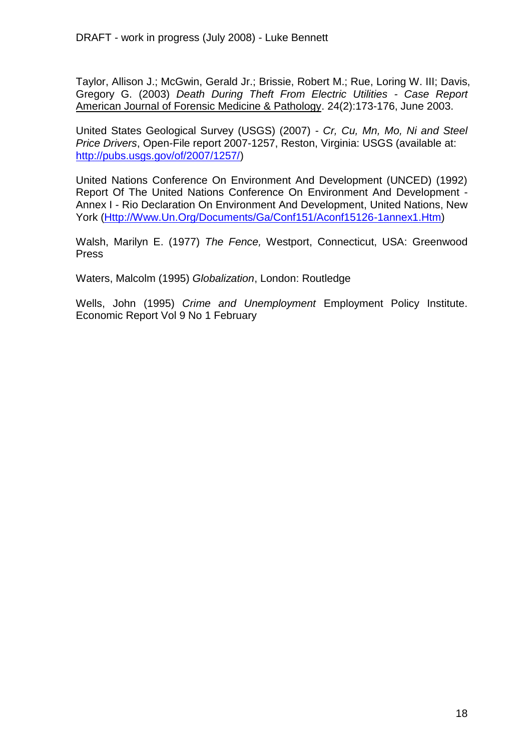Taylor, Allison J.; McGwin, Gerald Jr.; Brissie, Robert M.; Rue, Loring W. III; Davis, Gregory G. (2003) *Death During Theft From Electric Utilities - Case Report* American Journal of Forensic Medicine & Pathology. 24(2):173-176, June 2003.

United States Geological Survey (USGS) (2007) - *Cr, Cu, Mn, Mo, Ni and Steel Price Drivers*, Open-File report 2007-1257, Reston, Virginia: USGS (available at: http://pubs.usgs.gov/of/2007/1257/)

United Nations Conference On Environment And Development (UNCED) (1992) Report Of The United Nations Conference On Environment And Development - Annex I - Rio Declaration On Environment And Development, United Nations, New York (Http://Www.Un.Org/Documents/Ga/Conf151/Aconf15126-1annex1.Htm)

Walsh, Marilyn E. (1977) *The Fence,* Westport, Connecticut, USA: Greenwood Press

Waters, Malcolm (1995) *Globalization*, London: Routledge

Wells, John (1995) *Crime and Unemployment* Employment Policy Institute. Economic Report Vol 9 No 1 February